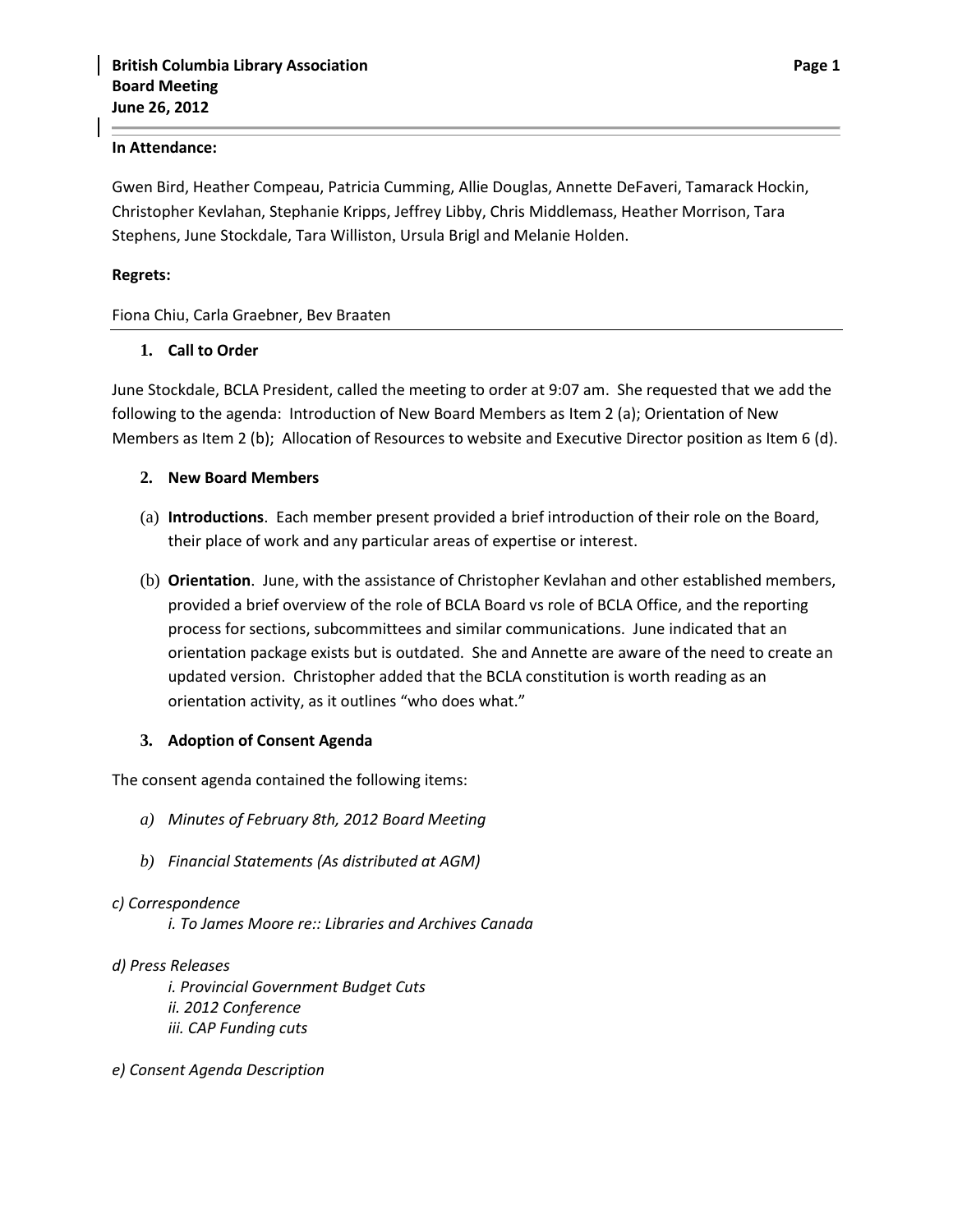**British Columbia Library Association**
**Board Meeting**
**June 26, 2012**

**In Attendance:**

Gwen Bird, Heather Compeau, Patricia Cumming, Allie Douglas, Annette DeFaveri, Tamarack Hockin, Christopher Kevlahan, Stephanie Kripps, Jeffrey Libby, Chris Middlemass, Heather Morrison, Tara Stephens, June Stockdale, Tara Williston, Ursula Brigl and Melanie Holden.

**Regrets:**

Fiona Chiu, Carla Graebner, Bev Braaten

## 1. Call to Order

June Stockdale, BCLA President, called the meeting to order at 9:07 am. She requested that we add the following to the agenda: Introduction of New Board Members as Item 2 (a); Orientation of New Members as Item 2 (b); Allocation of Resources to website and Executive Director position as Item 6 (d).

## 2. New Board Members

(a) **Introductions**. Each member present provided a brief introduction of their role on the Board, their place of work and any particular areas of expertise or interest.

(b) **Orientation**. June, with the assistance of Christopher Kevlahan and other established members, provided a brief overview of the role of BCLA Board vs role of BCLA Office, and the reporting process for sections, subcommittees and similar communications. June indicated that an orientation package exists but is outdated. She and Annette are aware of the need to create an updated version. Christopher added that the BCLA constitution is worth reading as an orientation activity, as it outlines "who does what."

## 3. Adoption of Consent Agenda

The consent agenda contained the following items:

a) *Minutes of February 8th, 2012 Board Meeting*

b) *Financial Statements (As distributed at AGM)*

*c) Correspondence*

*i. To James Moore re:: Libraries and Archives Canada*

*d) Press Releases*

*i. Provincial Government Budget Cuts*
*ii. 2012 Conference*
*iii. CAP Funding cuts*

*e) Consent Agenda Description*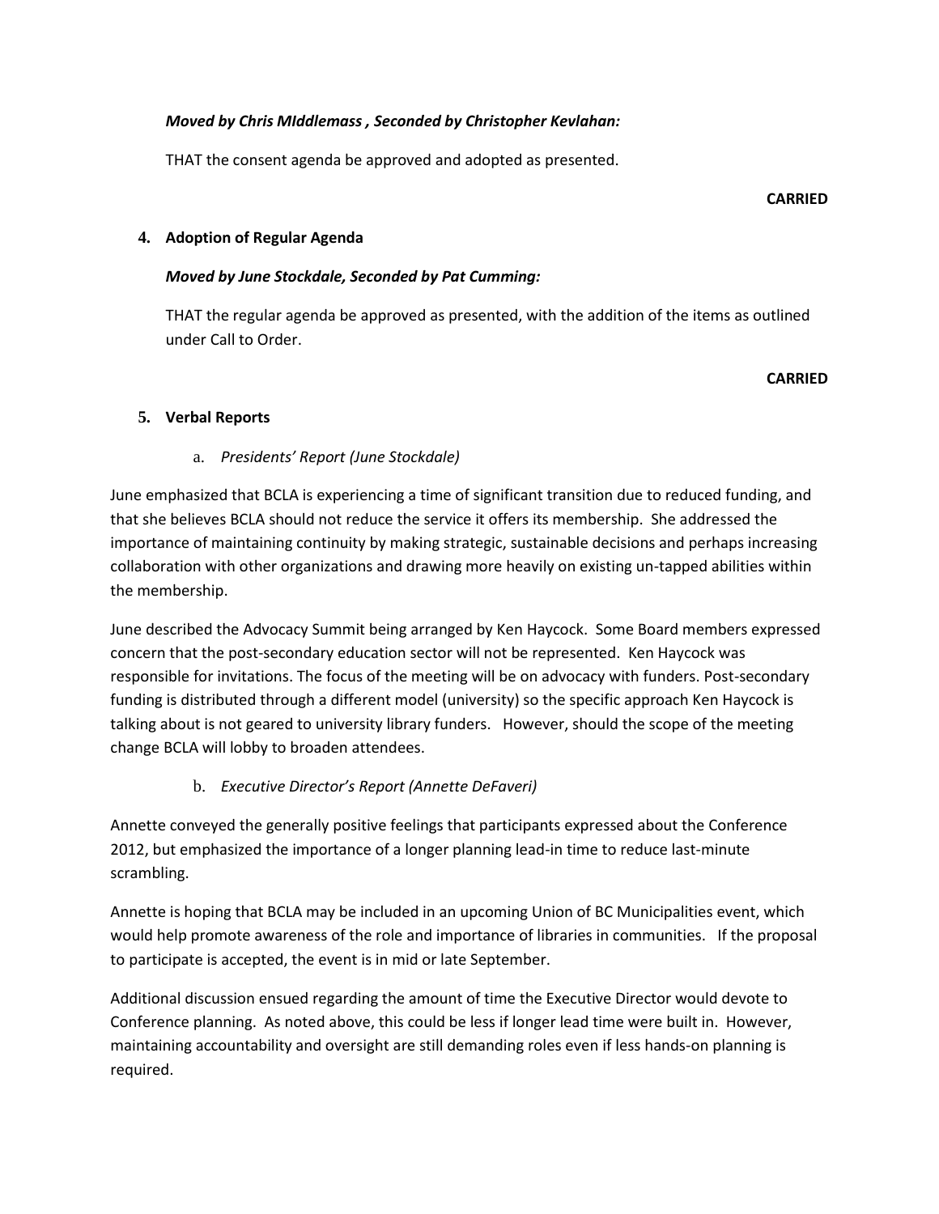***Moved by Chris MIddlemass , Seconded by Christopher Kevlahan:***

THAT the consent agenda be approved and adopted as presented.

**CARRIED**

**4. Adoption of Regular Agenda**

***Moved by June Stockdale, Seconded by Pat Cumming:***

THAT the regular agenda be approved as presented, with the addition of the items as outlined under Call to Order.

**CARRIED**

**5. Verbal Reports**

a. *Presidents' Report (June Stockdale)*

June emphasized that BCLA is experiencing a time of significant transition due to reduced funding, and that she believes BCLA should not reduce the service it offers its membership. She addressed the importance of maintaining continuity by making strategic, sustainable decisions and perhaps increasing collaboration with other organizations and drawing more heavily on existing un-tapped abilities within the membership.

June described the Advocacy Summit being arranged by Ken Haycock. Some Board members expressed concern that the post-secondary education sector will not be represented. Ken Haycock was responsible for invitations. The focus of the meeting will be on advocacy with funders. Post-secondary funding is distributed through a different model (university) so the specific approach Ken Haycock is talking about is not geared to university library funders. However, should the scope of the meeting change BCLA will lobby to broaden attendees.

b. *Executive Director's Report (Annette DeFaveri)*

Annette conveyed the generally positive feelings that participants expressed about the Conference 2012, but emphasized the importance of a longer planning lead-in time to reduce last-minute scrambling.

Annette is hoping that BCLA may be included in an upcoming Union of BC Municipalities event, which would help promote awareness of the role and importance of libraries in communities. If the proposal to participate is accepted, the event is in mid or late September.

Additional discussion ensued regarding the amount of time the Executive Director would devote to Conference planning. As noted above, this could be less if longer lead time were built in. However, maintaining accountability and oversight are still demanding roles even if less hands-on planning is required.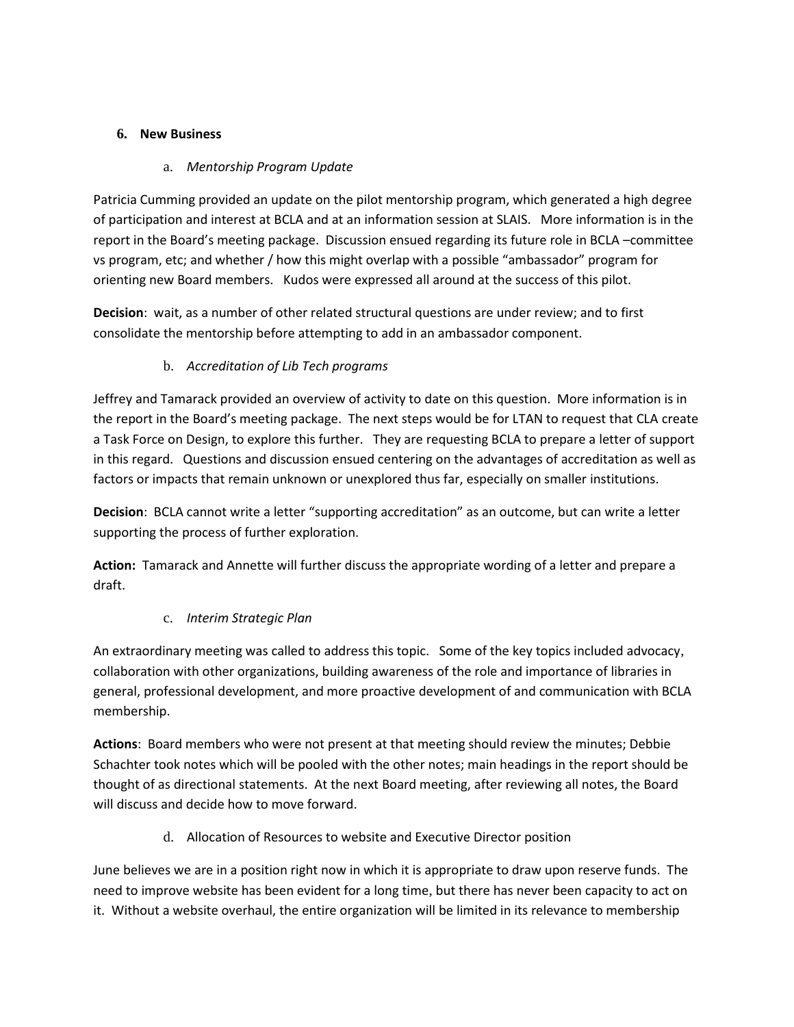## 6. New Business

### a. *Mentorship Program Update*

Patricia Cumming provided an update on the pilot mentorship program, which generated a high degree of participation and interest at BCLA and at an information session at SLAIS. More information is in the report in the Board's meeting package. Discussion ensued regarding its future role in BCLA –committee vs program, etc; and whether / how this might overlap with a possible "ambassador" program for orienting new Board members. Kudos were expressed all around at the success of this pilot.

**Decision**: wait, as a number of other related structural questions are under review; and to first consolidate the mentorship before attempting to add in an ambassador component.

### b. *Accreditation of Lib Tech programs*

Jeffrey and Tamarack provided an overview of activity to date on this question. More information is in the report in the Board's meeting package. The next steps would be for LTAN to request that CLA create a Task Force on Design, to explore this further. They are requesting BCLA to prepare a letter of support in this regard. Questions and discussion ensued centering on the advantages of accreditation as well as factors or impacts that remain unknown or unexplored thus far, especially on smaller institutions.

**Decision**: BCLA cannot write a letter "supporting accreditation" as an outcome, but can write a letter supporting the process of further exploration.

**Action:** Tamarack and Annette will further discuss the appropriate wording of a letter and prepare a draft.

### c. *Interim Strategic Plan*

An extraordinary meeting was called to address this topic. Some of the key topics included advocacy, collaboration with other organizations, building awareness of the role and importance of libraries in general, professional development, and more proactive development of and communication with BCLA membership.

**Actions**: Board members who were not present at that meeting should review the minutes; Debbie Schachter took notes which will be pooled with the other notes; main headings in the report should be thought of as directional statements. At the next Board meeting, after reviewing all notes, the Board will discuss and decide how to move forward.

### d. Allocation of Resources to website and Executive Director position

June believes we are in a position right now in which it is appropriate to draw upon reserve funds. The need to improve website has been evident for a long time, but there has never been capacity to act on it. Without a website overhaul, the entire organization will be limited in its relevance to membership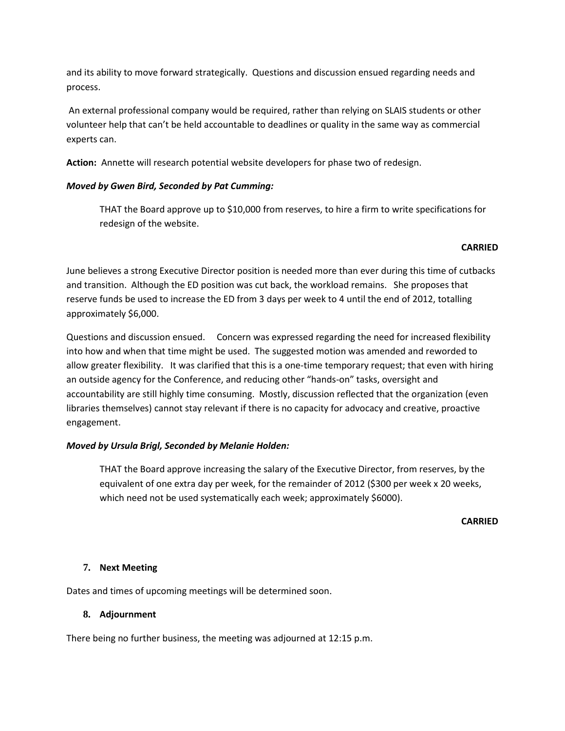and its ability to move forward strategically. Questions and discussion ensued regarding needs and process.

An external professional company would be required, rather than relying on SLAIS students or other volunteer help that can't be held accountable to deadlines or quality in the same way as commercial experts can.

**Action:** Annette will research potential website developers for phase two of redesign.

***Moved by Gwen Bird, Seconded by Pat Cumming:***

> THAT the Board approve up to $10,000 from reserves, to hire a firm to write specifications for redesign of the website.

**CARRIED**

June believes a strong Executive Director position is needed more than ever during this time of cutbacks and transition. Although the ED position was cut back, the workload remains. She proposes that reserve funds be used to increase the ED from 3 days per week to 4 until the end of 2012, totalling approximately $6,000.

Questions and discussion ensued. Concern was expressed regarding the need for increased flexibility into how and when that time might be used. The suggested motion was amended and reworded to allow greater flexibility. It was clarified that this is a one-time temporary request; that even with hiring an outside agency for the Conference, and reducing other "hands-on" tasks, oversight and accountability are still highly time consuming. Mostly, discussion reflected that the organization (even libraries themselves) cannot stay relevant if there is no capacity for advocacy and creative, proactive engagement.

***Moved by Ursula Brigl, Seconded by Melanie Holden:***

> THAT the Board approve increasing the salary of the Executive Director, from reserves, by the equivalent of one extra day per week, for the remainder of 2012 ($300 per week x 20 weeks, which need not be used systematically each week; approximately $6000).

**CARRIED**

## 7. Next Meeting

Dates and times of upcoming meetings will be determined soon.

## 8. Adjournment

There being no further business, the meeting was adjourned at 12:15 p.m.